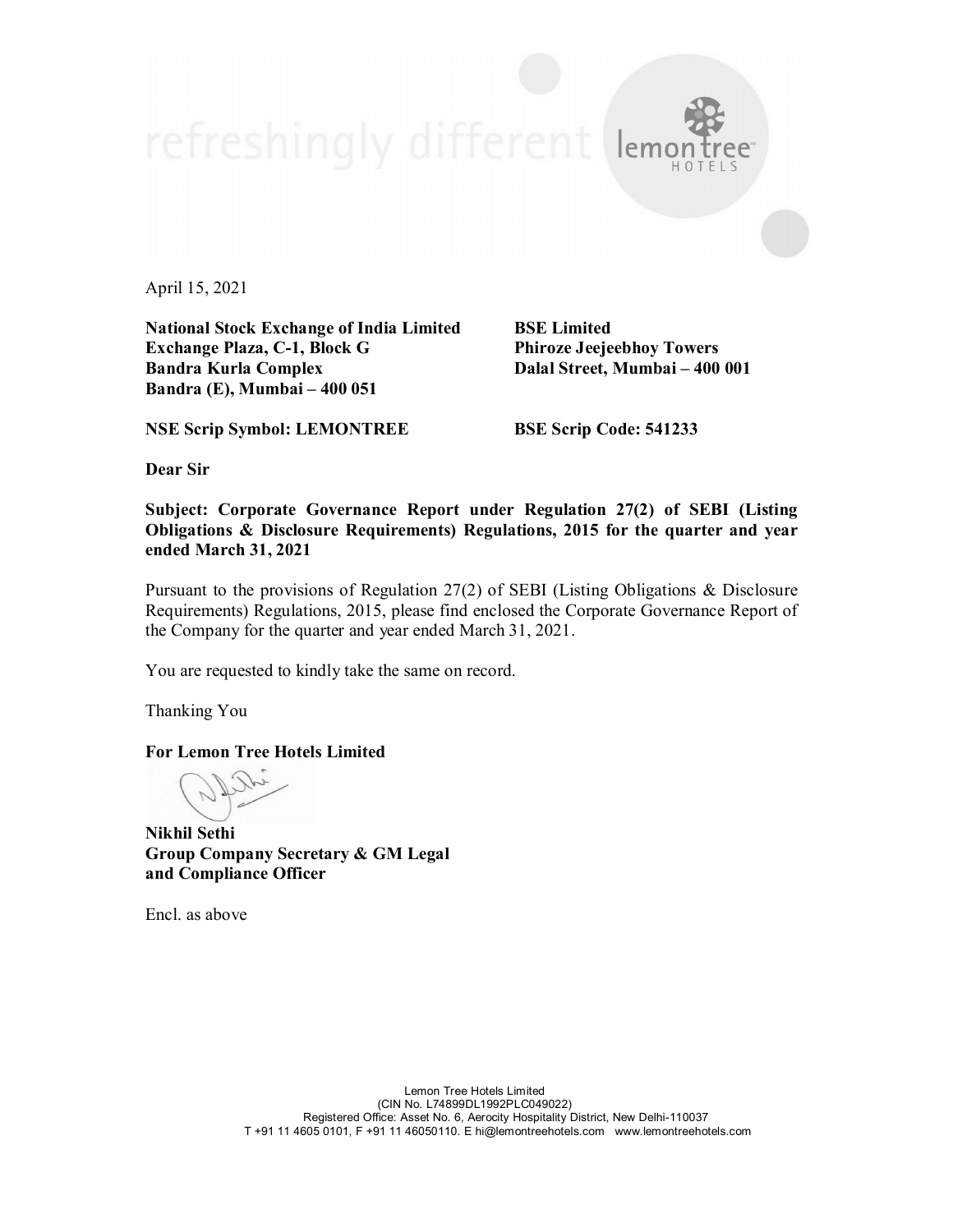April 15, 2021

**National Stock Exchange of India Limited**
**Exchange Plaza, C-1, Block G**
**Bandra Kurla Complex**
**Bandra (E), Mumbai – 400 051**

**BSE Limited**
**Phiroze Jeejeebhoy Towers**
**Dalal Street, Mumbai – 400 001**

**NSE Scrip Symbol: LEMONTREE**

**BSE Scrip Code: 541233**

**Dear Sir**

**Subject: Corporate Governance Report under Regulation 27(2) of SEBI (Listing Obligations & Disclosure Requirements) Regulations, 2015 for the quarter and year ended March 31, 2021**

Pursuant to the provisions of Regulation 27(2) of SEBI (Listing Obligations & Disclosure Requirements) Regulations, 2015, please find enclosed the Corporate Governance Report of the Company for the quarter and year ended March 31, 2021.

You are requested to kindly take the same on record.

Thanking You

**For Lemon Tree Hotels Limited**

**Nikhil Sethi**
**Group Company Secretary & GM Legal**
**and Compliance Officer**

Encl. as above

Lemon Tree Hotels Limited
(CIN No. L74899DL1992PLC049022)
Registered Office: Asset No. 6, Aerocity Hospitality District, New Delhi-110037
T +91 11 4605 0101, F +91 11 46050110. E hi@lemontreehotels.com www.lemontreehotels.com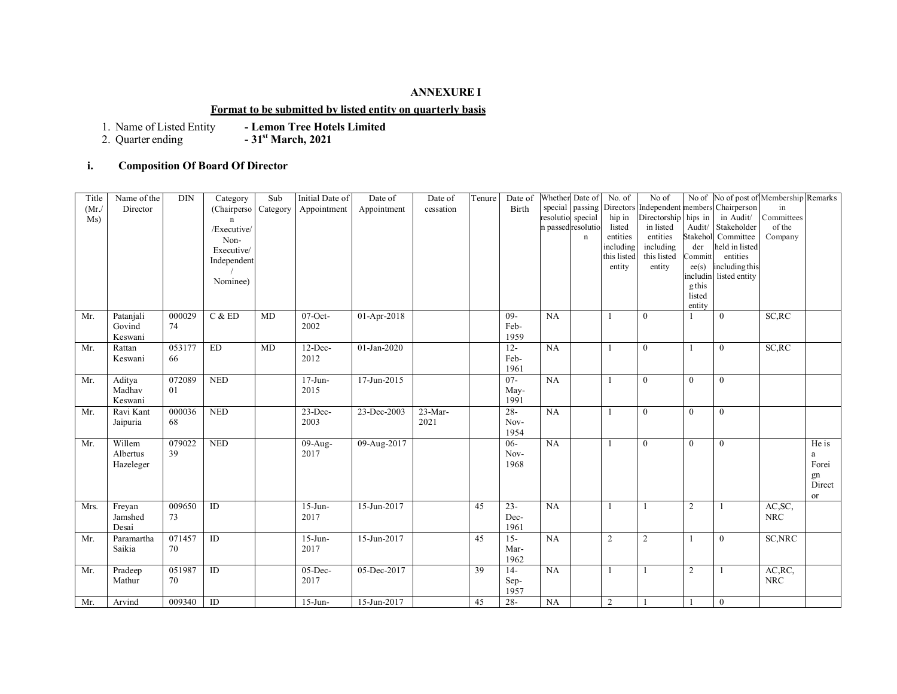**ANNEXURE I**

**Format to be submitted by listed entity on quarterly basis**

1. Name of Listed Entity **- Lemon Tree Hotels Limited**
2. Quarter ending **- 31st March, 2021**

### i. Composition Of Board Of Director

| Title (Mr./ Ms) | Name of the Director | DIN | Category (Chairperson /Executive/ Non-Executive/ Independent / Nominee) | Sub Category | Initial Date of Appointment | Date of Appointment | Date of cessation | Tenure | Date of Birth | Whether special resolution passed | Date of passing special resolution | No. of Directorship in listed entities including this listed entity | No of Independent Directorship in listed entities including this listed entity | No of memberships in Audit/ Stakeholder Committee(s) including this listed entity | No of post of Chairperson in Audit/ Stakeholder Committee held in listed entities including this listed entity | Membership in Committees of the Company | Remarks |
|---|---|---|---|---|---|---|---|---|---|---|---|---|---|---|---|---|---|
| Mr. | Patanjali Govind Keswani | 00002974 | C & ED | MD | 07-Oct-2002 | 01-Apr-2018 | | | 09-Feb-1959 | NA | | 1 | 0 | 1 | 0 | SC,RC | |
| Mr. | Rattan Keswani | 05317766 | ED | MD | 12-Dec-2012 | 01-Jan-2020 | | | 12-Feb-1961 | NA | | 1 | 0 | 1 | 0 | SC,RC | |
| Mr. | Aditya Madhav Keswani | 07208901 | NED | | 17-Jun-2015 | 17-Jun-2015 | | | 07-May-1991 | NA | | 1 | 0 | 0 | 0 | | |
| Mr. | Ravi Kant Jaipuria | 00003668 | NED | | 23-Dec-2003 | 23-Dec-2003 | 23-Mar-2021 | | 28-Nov-1954 | NA | | 1 | 0 | 0 | 0 | | |
| Mr. | Willem Albertus Hazeleger | 07902239 | NED | | 09-Aug-2017 | 09-Aug-2017 | | | 06-Nov-1968 | NA | | 1 | 0 | 0 | 0 | | He is a Foreign Director |
| Mrs. | Freyan Jamshed Desai | 00965073 | ID | | 15-Jun-2017 | 15-Jun-2017 | | 45 | 23-Dec-1961 | NA | | 1 | 1 | 2 | 1 | AC,SC, NRC | |
| Mr. | Paramartha Saikia | 07145770 | ID | | 15-Jun-2017 | 15-Jun-2017 | | 45 | 15-Mar-1962 | NA | | 2 | 2 | 1 | 0 | SC,NRC | |
| Mr. | Pradeep Mathur | 05198770 | ID | | 05-Dec-2017 | 05-Dec-2017 | | 39 | 14-Sep-1957 | NA | | 1 | 1 | 2 | 1 | AC,RC, NRC | |
| Mr. | Arvind | 009340 | ID | | 15-Jun- | 15-Jun-2017 | | 45 | 28- | NA | | 2 | 1 | 1 | 0 | | |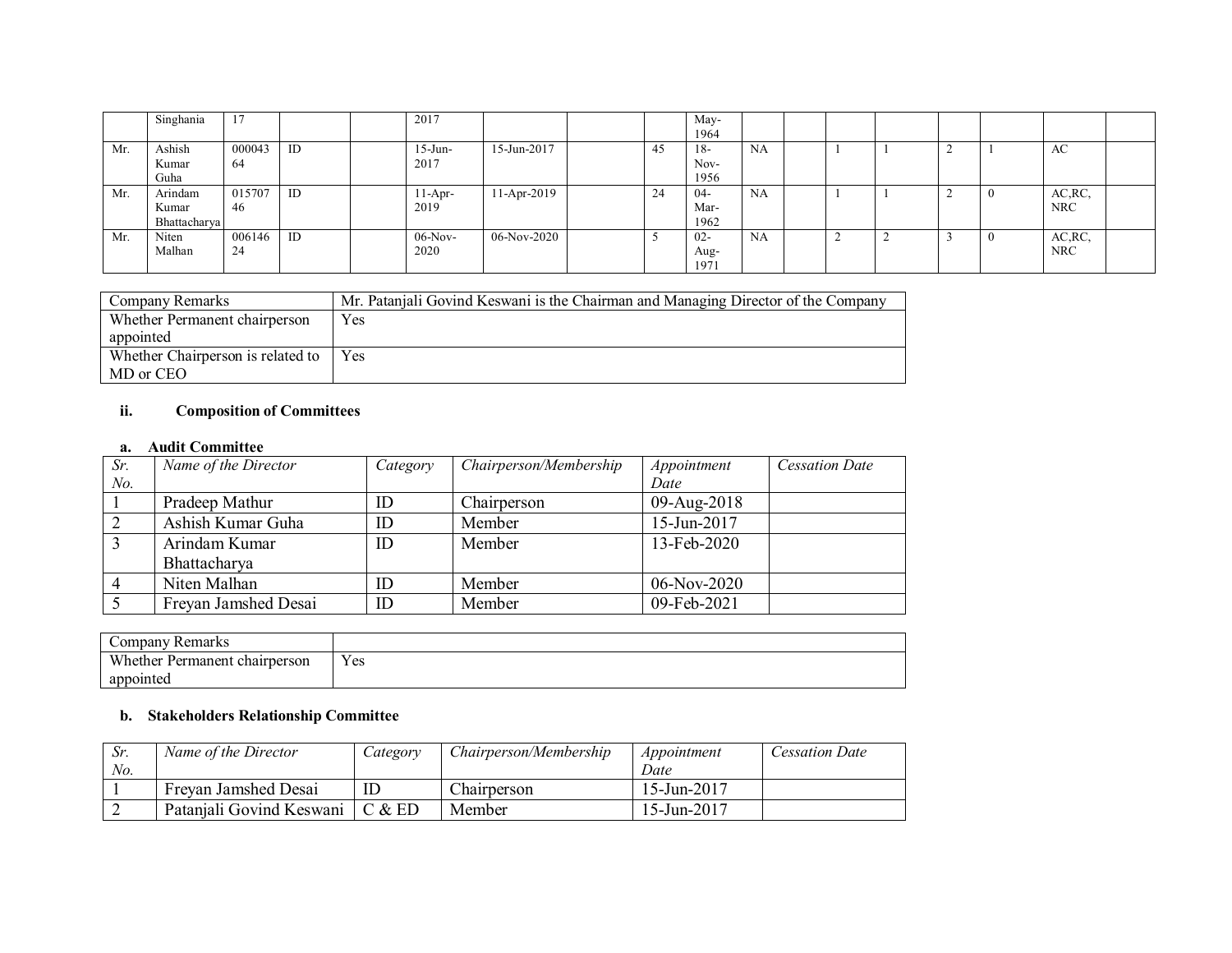| | | | | | | | | | | | | | | | | | |
|---|---|---|---|---|---|---|---|---|---|---|---|---|---|---|---|---|---|
| | Singhania | 17 | | | 2017 | | | | May-1964 | | | | | | | | |
| Mr. | Ashish Kumar Guha | 00004364 | ID | | 15-Jun-2017 | 15-Jun-2017 | | 45 | 18-Nov-1956 | NA | | 1 | 1 | 2 | 1 | AC | |
| Mr. | Arindam Kumar Bhattacharya | 01570746 | ID | | 11-Apr-2019 | 11-Apr-2019 | | 24 | 04-Mar-1962 | NA | | 1 | 1 | 2 | 0 | AC,RC, NRC | |
| Mr. | Niten Malhan | 00614624 | ID | | 06-Nov-2020 | 06-Nov-2020 | | 5 | 02-Aug-1971 | NA | | 2 | 2 | 3 | 0 | AC,RC, NRC | |

| Company Remarks | Mr. Patanjali Govind Keswani is the Chairman and Managing Director of the Company |
|---|---|
| Whether Permanent chairperson appointed | Yes |
| Whether Chairperson is related to MD or CEO | Yes |

**ii. Composition of Committees**

**a. Audit Committee**

| *Sr. No.* | *Name of the Director* | *Category* | *Chairperson/Membership* | *Appointment Date* | *Cessation Date* |
|---|---|---|---|---|---|
| 1 | Pradeep Mathur | ID | Chairperson | 09-Aug-2018 | |
| 2 | Ashish Kumar Guha | ID | Member | 15-Jun-2017 | |
| 3 | Arindam Kumar Bhattacharya | ID | Member | 13-Feb-2020 | |
| 4 | Niten Malhan | ID | Member | 06-Nov-2020 | |
| 5 | Freyan Jamshed Desai | ID | Member | 09-Feb-2021 | |

| Company Remarks | |
|---|---|
| Whether Permanent chairperson appointed | Yes |

**b. Stakeholders Relationship Committee**

| *Sr. No.* | *Name of the Director* | *Category* | *Chairperson/Membership* | *Appointment Date* | *Cessation Date* |
|---|---|---|---|---|---|
| 1 | Freyan Jamshed Desai | ID | Chairperson | 15-Jun-2017 | |
| 2 | Patanjali Govind Keswani | C & ED | Member | 15-Jun-2017 | |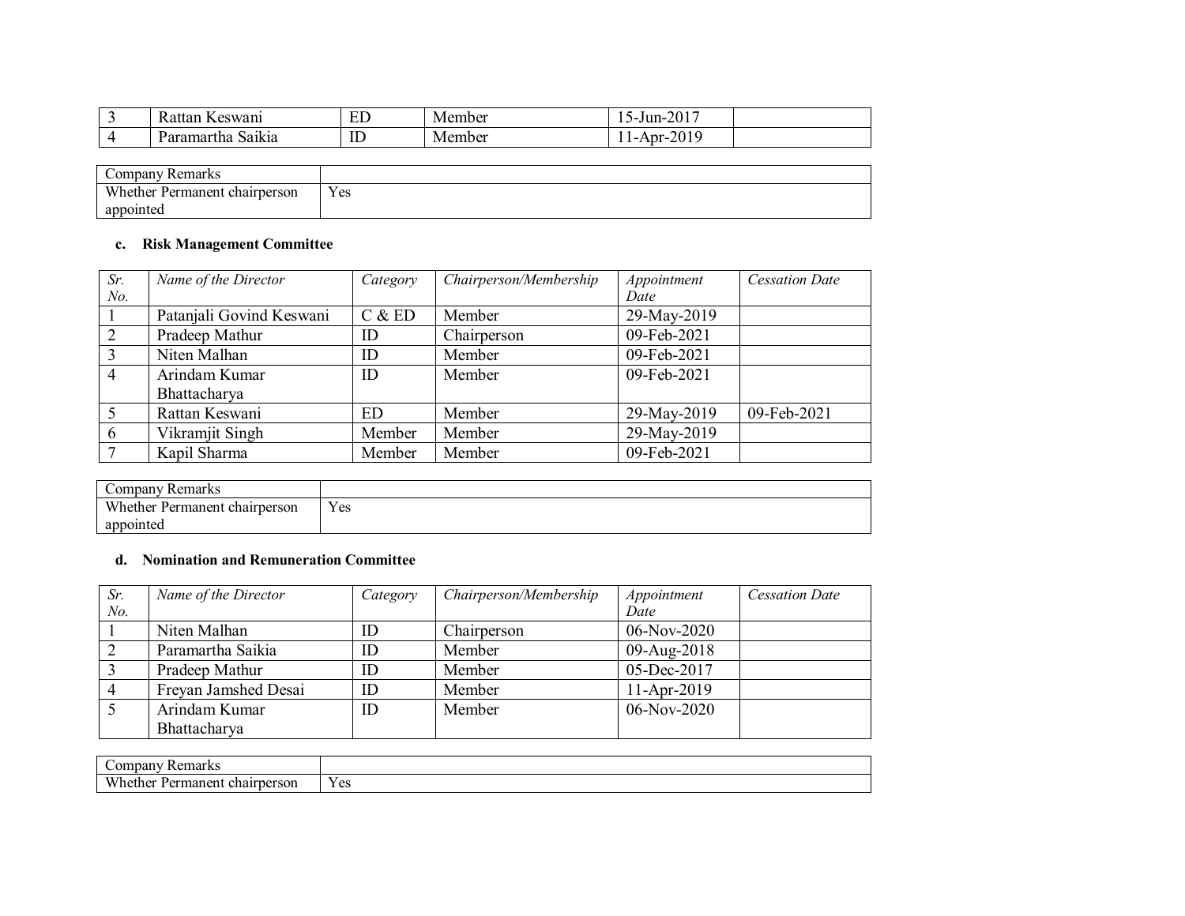| | | | | | |
|---|---|---|---|---|---|
| 3 | Rattan Keswani | ED | Member | 15-Jun-2017 | |
| 4 | Paramartha Saikia | ID | Member | 11-Apr-2019 | |

| Company Remarks | |
|---|---|
| Whether Permanent chairperson appointed | Yes |

### c. Risk Management Committee

| *Sr. No.* | *Name of the Director* | *Category* | *Chairperson/Membership* | *Appointment Date* | *Cessation Date* |
|---|---|---|---|---|---|
| 1 | Patanjali Govind Keswani | C & ED | Member | 29-May-2019 | |
| 2 | Pradeep Mathur | ID | Chairperson | 09-Feb-2021 | |
| 3 | Niten Malhan | ID | Member | 09-Feb-2021 | |
| 4 | Arindam Kumar Bhattacharya | ID | Member | 09-Feb-2021 | |
| 5 | Rattan Keswani | ED | Member | 29-May-2019 | 09-Feb-2021 |
| 6 | Vikramjit Singh | Member | Member | 29-May-2019 | |
| 7 | Kapil Sharma | Member | Member | 09-Feb-2021 | |

| Company Remarks | |
|---|---|
| Whether Permanent chairperson appointed | Yes |

### d. Nomination and Remuneration Committee

| *Sr. No.* | *Name of the Director* | *Category* | *Chairperson/Membership* | *Appointment Date* | *Cessation Date* |
|---|---|---|---|---|---|
| 1 | Niten Malhan | ID | Chairperson | 06-Nov-2020 | |
| 2 | Paramartha Saikia | ID | Member | 09-Aug-2018 | |
| 3 | Pradeep Mathur | ID | Member | 05-Dec-2017 | |
| 4 | Freyan Jamshed Desai | ID | Member | 11-Apr-2019 | |
| 5 | Arindam Kumar Bhattacharya | ID | Member | 06-Nov-2020 | |

| Company Remarks | |
|---|---|
| Whether Permanent chairperson | Yes |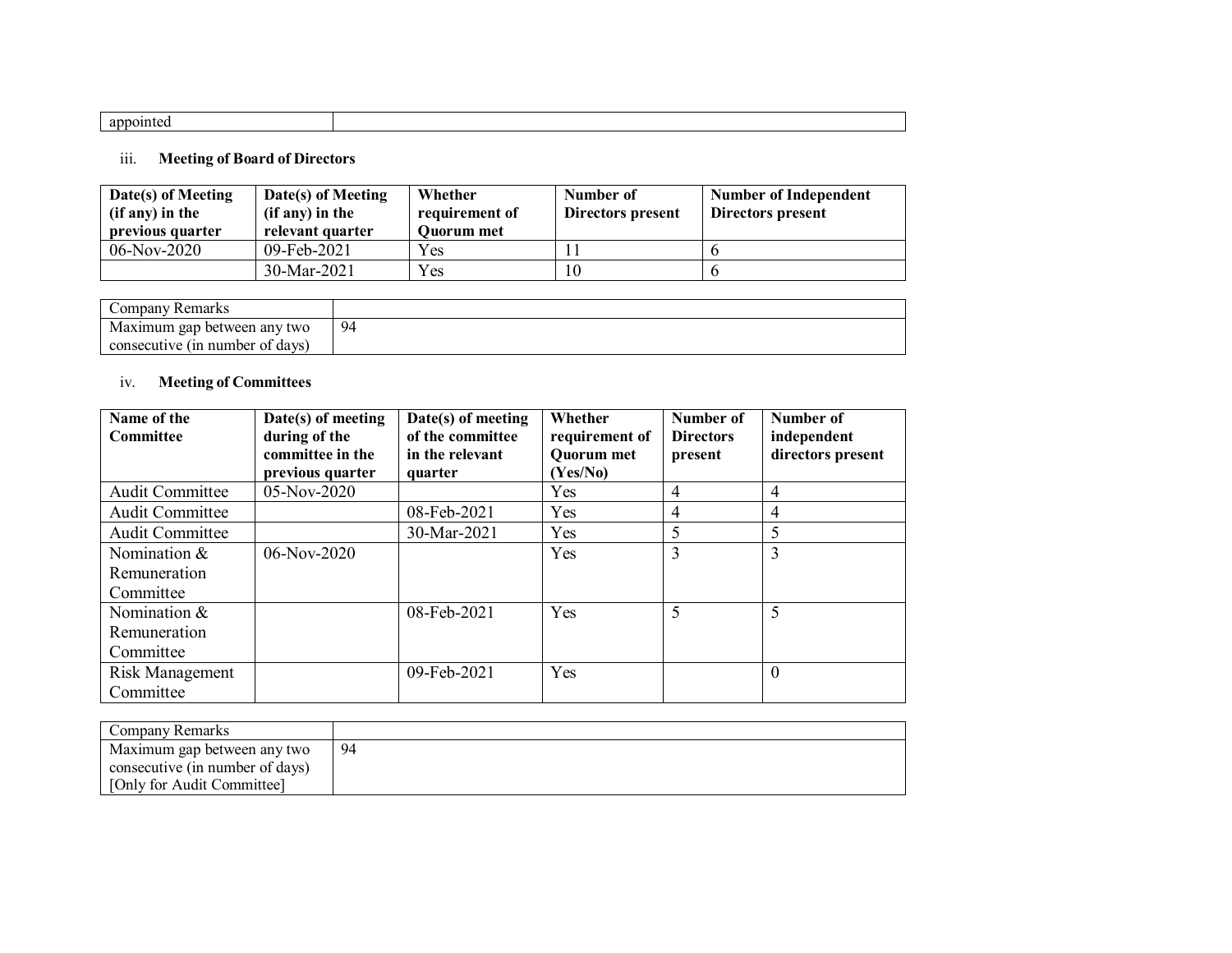| appointed | |
|---|---|

iii. **Meeting of Board of Directors**

| Date(s) of Meeting (if any) in the previous quarter | Date(s) of Meeting (if any) in the relevant quarter | Whether requirement of Quorum met | Number of Directors present | Number of Independent Directors present |
|---|---|---|---|---|
| 06-Nov-2020 | 09-Feb-2021 | Yes | 11 | 6 |
| | 30-Mar-2021 | Yes | 10 | 6 |

| Company Remarks | |
|---|---|
| Maximum gap between any two consecutive (in number of days) | 94 |

iv. **Meeting of Committees**

| Name of the Committee | Date(s) of meeting during of the committee in the previous quarter | Date(s) of meeting of the committee in the relevant quarter | Whether requirement of Quorum met (Yes/No) | Number of Directors present | Number of independent directors present |
|---|---|---|---|---|---|
| Audit Committee | 05-Nov-2020 | | Yes | 4 | 4 |
| Audit Committee | | 08-Feb-2021 | Yes | 4 | 4 |
| Audit Committee | | 30-Mar-2021 | Yes | 5 | 5 |
| Nomination & Remuneration Committee | 06-Nov-2020 | | Yes | 3 | 3 |
| Nomination & Remuneration Committee | | 08-Feb-2021 | Yes | 5 | 5 |
| Risk Management Committee | | 09-Feb-2021 | Yes | | 0 |

| Company Remarks | |
|---|---|
| Maximum gap between any two consecutive (in number of days) [Only for Audit Committee] | 94 |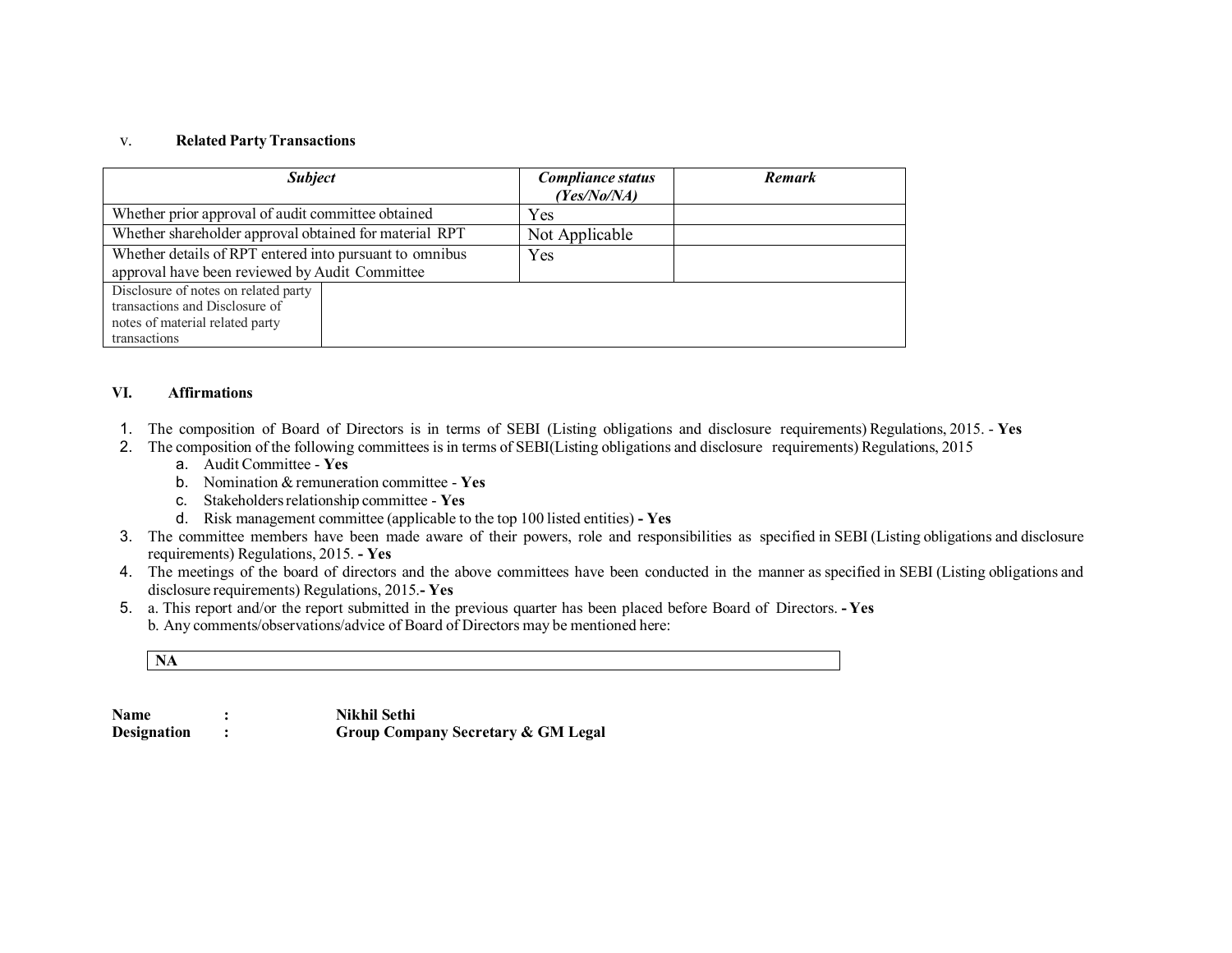v. **Related Party Transactions**

| ***Subject*** | ***Compliance status (Yes/No/NA)*** | ***Remark*** |
|---|---|---|
| Whether prior approval of audit committee obtained | Yes | |
| Whether shareholder approval obtained for material RPT | Not Applicable | |
| Whether details of RPT entered into pursuant to omnibus approval have been reviewed by Audit Committee | Yes | |
| Disclosure of notes on related party transactions and Disclosure of notes of material related party transactions | | |

**VI. Affirmations**

1. The composition of Board of Directors is in terms of SEBI (Listing obligations and disclosure requirements) Regulations, 2015. - **Yes**
2. The composition of the following committees is in terms of SEBI(Listing obligations and disclosure requirements) Regulations, 2015
   a. Audit Committee - **Yes**
   b. Nomination & remuneration committee - **Yes**
   c. Stakeholders relationship committee - **Yes**
   d. Risk management committee (applicable to the top 100 listed entities) **- Yes**
3. The committee members have been made aware of their powers, role and responsibilities as specified in SEBI (Listing obligations and disclosure requirements) Regulations, 2015. **- Yes**
4. The meetings of the board of directors and the above committees have been conducted in the manner as specified in SEBI (Listing obligations and disclosure requirements) Regulations, 2015.**- Yes**
5. a. This report and/or the report submitted in the previous quarter has been placed before Board of Directors. **- Yes**
   b. Any comments/observations/advice of Board of Directors may be mentioned here:

| **NA** |
|---|

**Name** : **Nikhil Sethi**
**Designation** : **Group Company Secretary & GM Legal**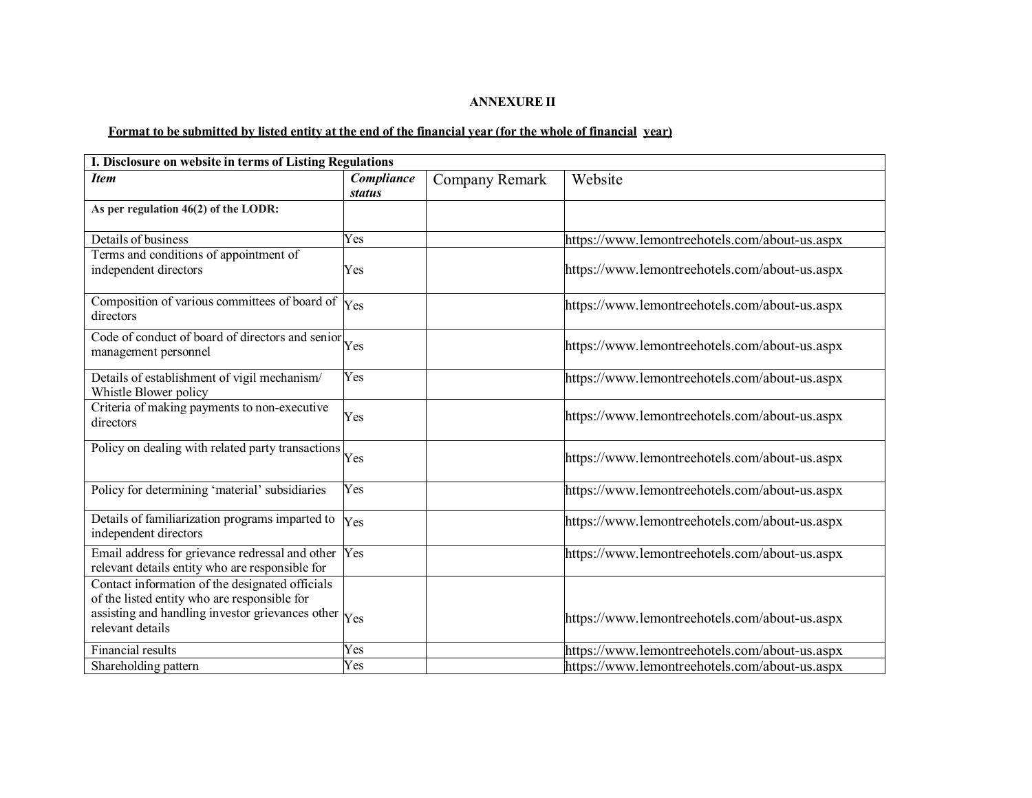**ANNEXURE II**

**Format to be submitted by listed entity at the end of the financial year (for the whole of financial year)**

| I. Disclosure on website in terms of Listing Regulations | | | |
|---|---|---|---|
| ***Item*** | ***Compliance status*** | Company Remark | Website |
| **As per regulation 46(2) of the LODR:** | | | |
| Details of business | Yes | | https://www.lemontreehotels.com/about-us.aspx |
| Terms and conditions of appointment of independent directors | Yes | | https://www.lemontreehotels.com/about-us.aspx |
| Composition of various committees of board of directors | Yes | | https://www.lemontreehotels.com/about-us.aspx |
| Code of conduct of board of directors and senior management personnel | Yes | | https://www.lemontreehotels.com/about-us.aspx |
| Details of establishment of vigil mechanism/ Whistle Blower policy | Yes | | https://www.lemontreehotels.com/about-us.aspx |
| Criteria of making payments to non-executive directors | Yes | | https://www.lemontreehotels.com/about-us.aspx |
| Policy on dealing with related party transactions | Yes | | https://www.lemontreehotels.com/about-us.aspx |
| Policy for determining 'material' subsidiaries | Yes | | https://www.lemontreehotels.com/about-us.aspx |
| Details of familiarization programs imparted to independent directors | Yes | | https://www.lemontreehotels.com/about-us.aspx |
| Email address for grievance redressal and other relevant details entity who are responsible for | Yes | | https://www.lemontreehotels.com/about-us.aspx |
| Contact information of the designated officials of the listed entity who are responsible for assisting and handling investor grievances other relevant details | Yes | | https://www.lemontreehotels.com/about-us.aspx |
| Financial results | Yes | | https://www.lemontreehotels.com/about-us.aspx |
| Shareholding pattern | Yes | | https://www.lemontreehotels.com/about-us.aspx |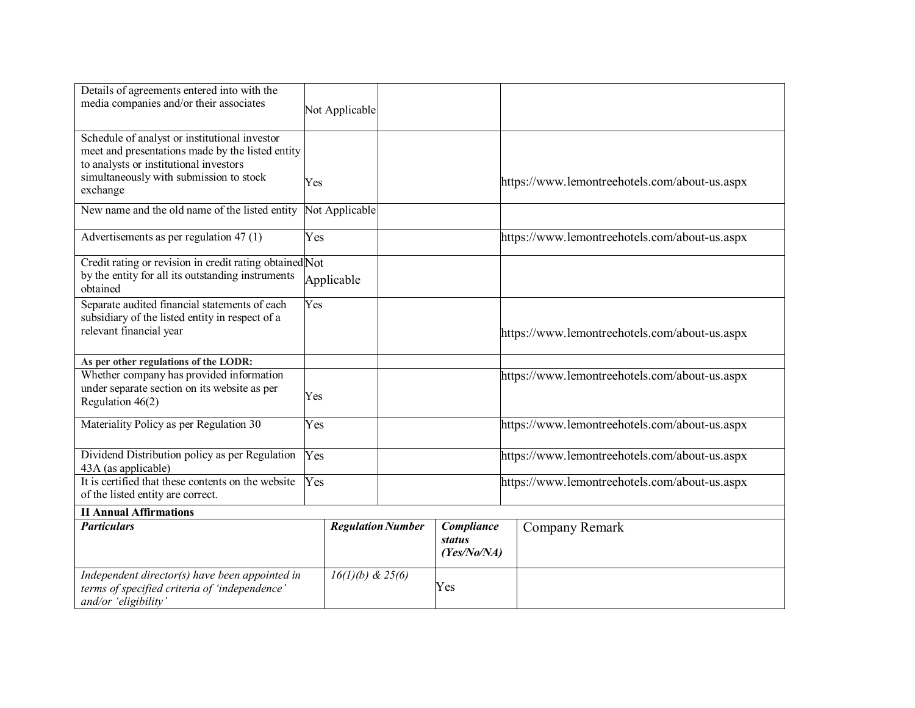| | | | |
|---|---|---|---|
| Details of agreements entered into with the media companies and/or their associates | Not Applicable | | |
| Schedule of analyst or institutional investor meet and presentations made by the listed entity to analysts or institutional investors simultaneously with submission to stock exchange | Yes | | https://www.lemontreehotels.com/about-us.aspx |
| New name and the old name of the listed entity | Not Applicable | | |
| Advertisements as per regulation 47 (1) | Yes | | https://www.lemontreehotels.com/about-us.aspx |
| Credit rating or revision in credit rating obtained by the entity for all its outstanding instruments obtained | Not Applicable | | |
| Separate audited financial statements of each subsidiary of the listed entity in respect of a relevant financial year | Yes | | https://www.lemontreehotels.com/about-us.aspx |
| **As per other regulations of the LODR:** | | | |
| Whether company has provided information under separate section on its website as per Regulation 46(2) | Yes | | https://www.lemontreehotels.com/about-us.aspx |
| Materiality Policy as per Regulation 30 | Yes | | https://www.lemontreehotels.com/about-us.aspx |
| Dividend Distribution policy as per Regulation 43A (as applicable) | Yes | | https://www.lemontreehotels.com/about-us.aspx |
| It is certified that these contents on the website of the listed entity are correct. | Yes | | https://www.lemontreehotels.com/about-us.aspx |

**II Annual Affirmations**

| ***Particulars*** | ***Regulation Number*** | ***Compliance status (Yes/No/NA)*** | Company Remark |
|---|---|---|---|
| *Independent director(s) have been appointed in terms of specified criteria of 'independence' and/or 'eligibility'* | *16(1)(b) & 25(6)* | Yes | |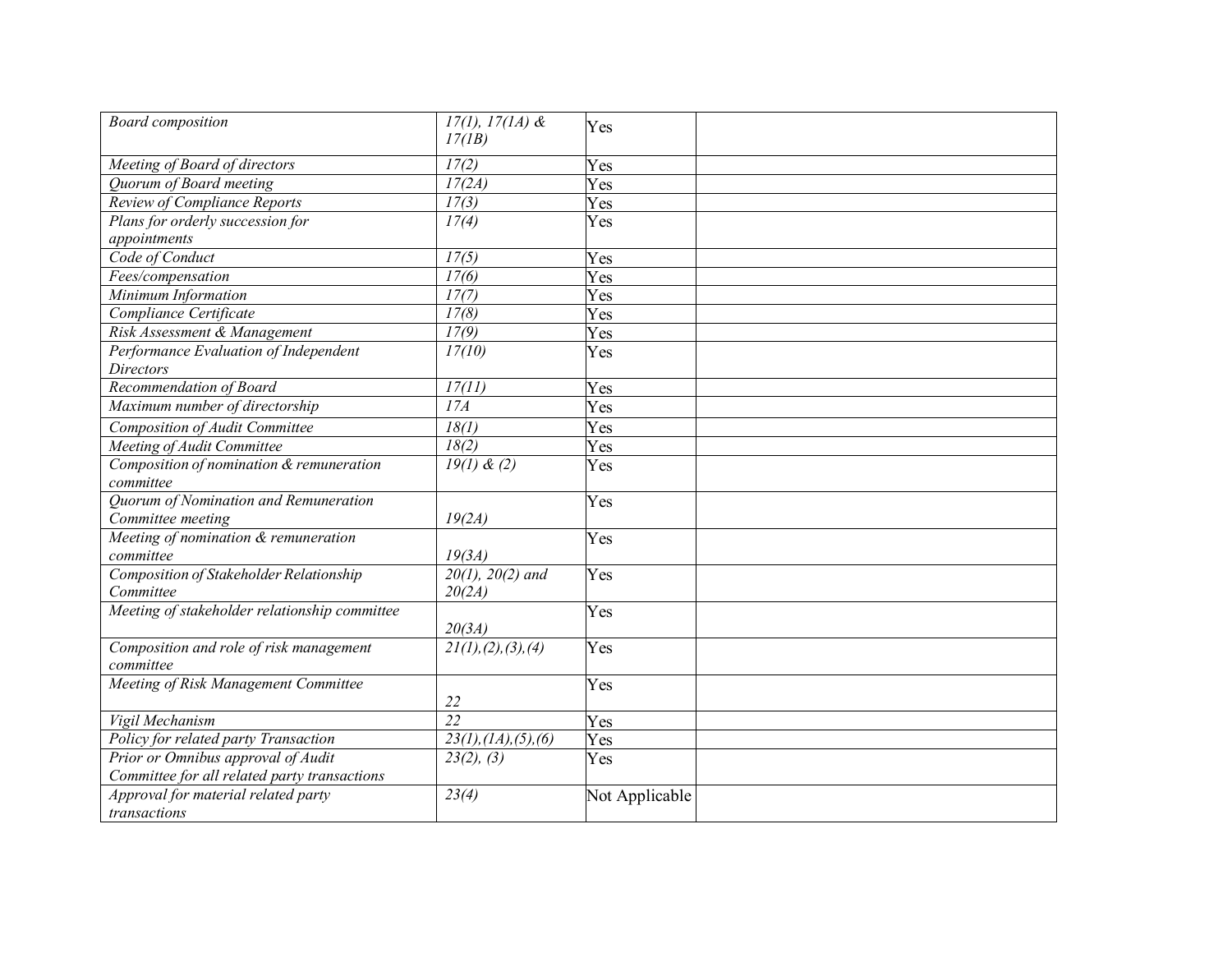| *Board composition* | *17(1), 17(1A) & 17(1B)* | Yes | |
|---|---|---|---|
| *Meeting of Board of directors* | *17(2)* | Yes | |
| *Quorum of Board meeting* | *17(2A)* | Yes | |
| *Review of Compliance Reports* | *17(3)* | Yes | |
| *Plans for orderly succession for appointments* | *17(4)* | Yes | |
| *Code of Conduct* | *17(5)* | Yes | |
| *Fees/compensation* | *17(6)* | Yes | |
| *Minimum Information* | *17(7)* | Yes | |
| *Compliance Certificate* | *17(8)* | Yes | |
| *Risk Assessment & Management* | *17(9)* | Yes | |
| *Performance Evaluation of Independent Directors* | *17(10)* | Yes | |
| *Recommendation of Board* | *17(11)* | Yes | |
| *Maximum number of directorship* | *17A* | Yes | |
| *Composition of Audit Committee* | *18(1)* | Yes | |
| *Meeting of Audit Committee* | *18(2)* | Yes | |
| *Composition of nomination & remuneration committee* | *19(1) & (2)* | Yes | |
| *Quorum of Nomination and Remuneration Committee meeting* | *19(2A)* | Yes | |
| *Meeting of nomination & remuneration committee* | *19(3A)* | Yes | |
| *Composition of Stakeholder Relationship Committee* | *20(1), 20(2) and 20(2A)* | Yes | |
| *Meeting of stakeholder relationship committee* | *20(3A)* | Yes | |
| *Composition and role of risk management committee* | *21(1),(2),(3),(4)* | Yes | |
| *Meeting of Risk Management Committee* | *22* | Yes | |
| *Vigil Mechanism* | *22* | Yes | |
| *Policy for related party Transaction* | *23(1),(1A),(5),(6)* | Yes | |
| *Prior or Omnibus approval of Audit Committee for all related party transactions* | *23(2), (3)* | Yes | |
| *Approval for material related party transactions* | *23(4)* | Not Applicable | |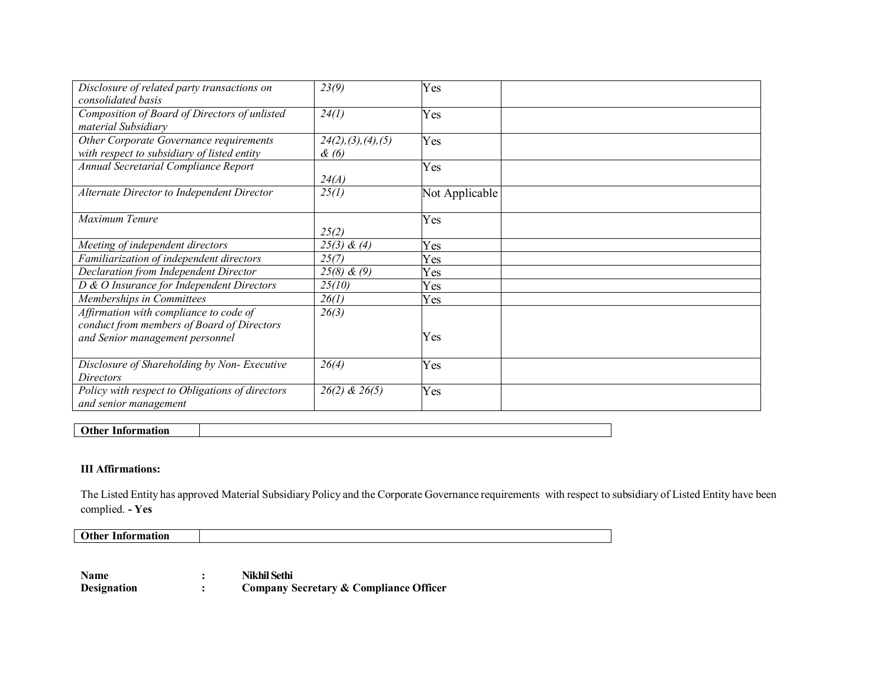| | | | |
|---|---|---|---|
| *Disclosure of related party transactions on consolidated basis* | *23(9)* | Yes | |
| *Composition of Board of Directors of unlisted material Subsidiary* | *24(1)* | Yes | |
| *Other Corporate Governance requirements with respect to subsidiary of listed entity* | *24(2),(3),(4),(5) & (6)* | Yes | |
| *Annual Secretarial Compliance Report* | *24(A)* | Yes | |
| *Alternate Director to Independent Director* | *25(1)* | Not Applicable | |
| *Maximum Tenure* | *25(2)* | Yes | |
| *Meeting of independent directors* | *25(3) & (4)* | Yes | |
| *Familiarization of independent directors* | *25(7)* | Yes | |
| *Declaration from Independent Director* | *25(8) & (9)* | Yes | |
| *D & O Insurance for Independent Directors* | *25(10)* | Yes | |
| *Memberships in Committees* | *26(1)* | Yes | |
| *Affirmation with compliance to code of conduct from members of Board of Directors and Senior management personnel* | *26(3)* | Yes | |
| *Disclosure of Shareholding by Non- Executive Directors* | *26(4)* | Yes | |
| *Policy with respect to Obligations of directors and senior management* | *26(2) & 26(5)* | Yes | |

| **Other Information** | |
|---|---|

**III Affirmations:**

The Listed Entity has approved Material Subsidiary Policy and the Corporate Governance requirements with respect to subsidiary of Listed Entity have been complied. **- Yes**

| **Other Information** | |
|---|---|

**Name** : **Nikhil Sethi**
**Designation** : **Company Secretary & Compliance Officer**